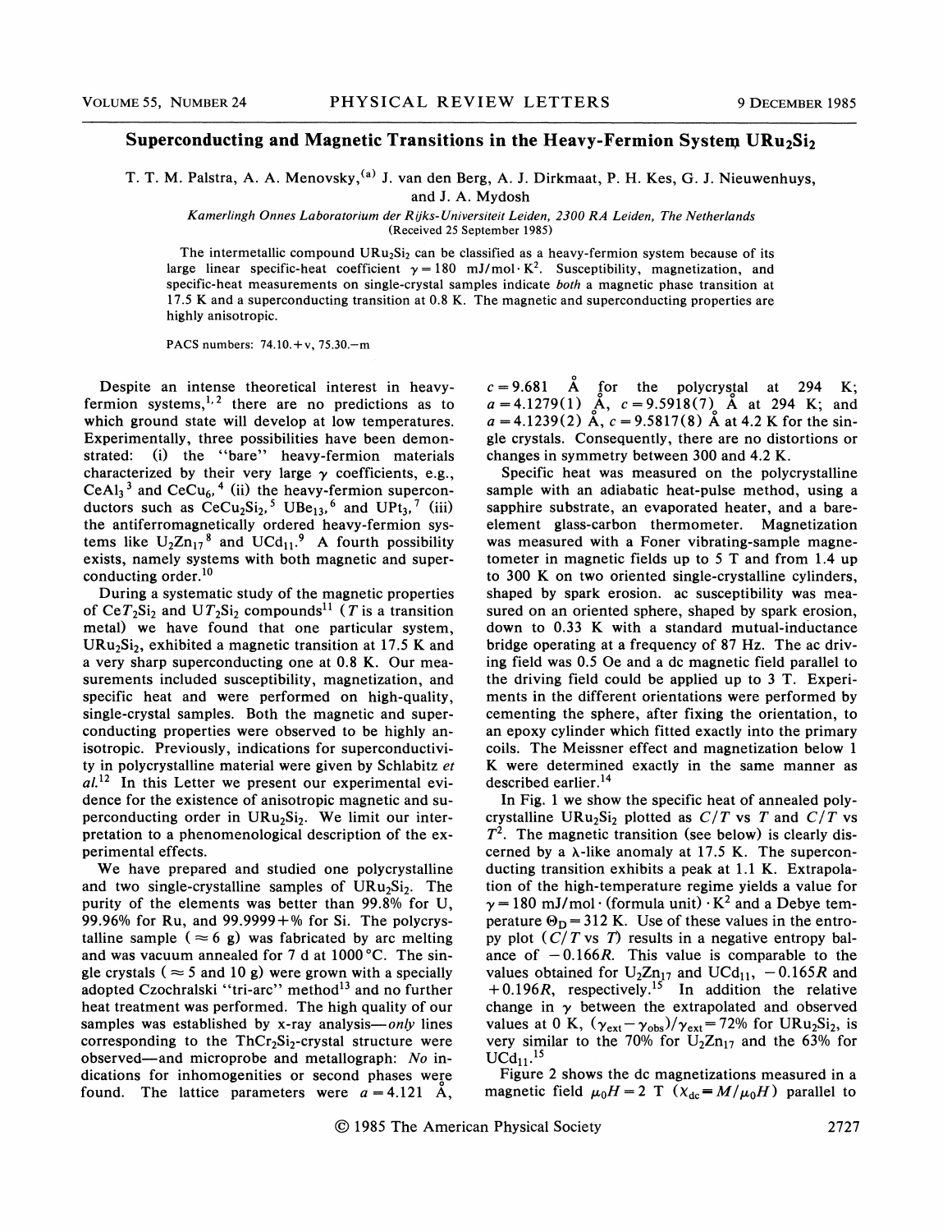# Superconducting and Magnetic Transitions in the Heavy-Fermion System $URu_2Si_2$

T. T. M. Palstra, A. A. Menovsky,[a] J. van den Berg, A. J. Dirkmaat, P. H. Kes, G. J. Nieuwenhuys, and J. A. Mydosh

*Kamerlingh Onnes Laboratorium der Rijks-Universiteit Leiden, 2300 RA Leiden, The Netherlands*
(Received 25 September 1985)

The intermetallic compound $URu_2Si_2$ can be classified as a heavy-fermion system because of its large linear specific-heat coefficient $\gamma = 180$ mJ/mol·K$^2$. Susceptibility, magnetization, and specific-heat measurements on single-crystal samples indicate *both* a magnetic phase transition at 17.5 K and a superconducting transition at 0.8 K. The magnetic and superconducting properties are highly anisotropic.

PACS numbers: 74.10.+v, 75.30.−m

Despite an intense theoretical interest in heavy-fermion systems,[1,2] there are no predictions as to which ground state will develop at low temperatures. Experimentally, three possibilities have been demonstrated: (i) the "bare" heavy-fermion materials characterized by their very large $\gamma$ coefficients, e.g., $CeAl_3$[3] and $CeCu_6$,[4] (ii) the heavy-fermion superconductors such as $CeCu_2Si_2$,[5] $UBe_{13}$,[6] and $UPt_3$,[7] (iii) the antiferromagnetically ordered heavy-fermion systems like $U_2Zn_{17}$[8] and $UCd_{11}$.[9] A fourth possibility exists, namely systems with both magnetic and superconducting order.[10]

During a systematic study of the magnetic properties of $CeT_2Si_2$ and $UT_2Si_2$ compounds[11] ($T$ is a transition metal) we have found that one particular system, $URu_2Si_2$, exhibited a magnetic transition at 17.5 K and a very sharp superconducting one at 0.8 K. Our measurements included susceptibility, magnetization, and specific heat and were performed on high-quality, single-crystal samples. Both the magnetic and superconducting properties were observed to be highly anisotropic. Previously, indications for superconductivity in polycrystalline material were given by Schlabitz *et al.*[12] In this Letter we present our experimental evidence for the existence of anisotropic magnetic and superconducting order in $URu_2Si_2$. We limit our interpretation to a phenomenological description of the experimental effects.

We have prepared and studied one polycrystalline and two single-crystalline samples of $URu_2Si_2$. The purity of the elements was better than 99.8% for U, 99.96% for Ru, and 99.9999+% for Si. The polycrystalline sample ($\approx 6$ g) was fabricated by arc melting and was vacuum annealed for 7 d at 1000 °C. The single crystals ($\approx 5$ and 10 g) were grown with a specially adopted Czochralski "tri-arc" method[13] and no further heat treatment was performed. The high quality of our samples was established by x-ray analysis—*only* lines corresponding to the $ThCr_2Si_2$-crystal structure were observed—and microprobe and metallograph: *No* indications for inhomogenities or second phases were found. The lattice parameters were $a = 4.121$ Å, $c = 9.681$ Å for the polycrystal at 294 K; $a = 4.1279(1)$ Å, $c = 9.5918(7)$ Å at 294 K; and $a = 4.1239(2)$ Å, $c = 9.5817(8)$ Å at 4.2 K for the single crystals. Consequently, there are no distortions or changes in symmetry between 300 and 4.2 K.

Specific heat was measured on the polycrystalline sample with an adiabatic heat-pulse method, using a sapphire substrate, an evaporated heater, and a bare-element glass-carbon thermometer. Magnetization was measured with a Foner vibrating-sample magnetometer in magnetic fields up to 5 T and from 1.4 up to 300 K on two oriented single-crystalline cylinders, shaped by spark erosion. ac susceptibility was measured on an oriented sphere, shaped by spark erosion, down to 0.33 K with a standard mutual-inductance bridge operating at a frequency of 87 Hz. The ac driving field was 0.5 Oe and a dc magnetic field parallel to the driving field could be applied up to 3 T. Experiments in the different orientations were performed by cementing the sphere, after fixing the orientation, to an epoxy cylinder which fitted exactly into the primary coils. The Meissner effect and magnetization below 1 K were determined exactly in the same manner as described earlier.[14]

In Fig. 1 we show the specific heat of annealed polycrystalline $URu_2Si_2$ plotted as $C/T$ vs $T$ and $C/T$ vs $T^2$. The magnetic transition (see below) is clearly discerned by a $\lambda$-like anomaly at 17.5 K. The superconducting transition exhibits a peak at 1.1 K. Extrapolation of the high-temperature regime yields a value for $\gamma = 180$ mJ/mol·(formula unit)·K$^2$ and a Debye temperature $\Theta_D = 312$ K. Use of these values in the entropy plot ($C/T$ vs $T$) results in a negative entropy balance of $-0.166R$. This value is comparable to the values obtained for $U_2Zn_{17}$ and $UCd_{11}$, $-0.165R$ and $+0.196R$, respectively.[15] In addition the relative change in $\gamma$ between the extrapolated and observed values at 0 K, $(\gamma_{ext} - \gamma_{obs})/\gamma_{ext} = 72\%$ for $URu_2Si_2$, is very similar to the 70% for $U_2Zn_{17}$ and the 63% for $UCd_{11}$.[15]

Figure 2 shows the dc magnetizations measured in a magnetic field $\mu_0 H = 2$ T ($\chi_{dc} = M/\mu_0 H$) parallel to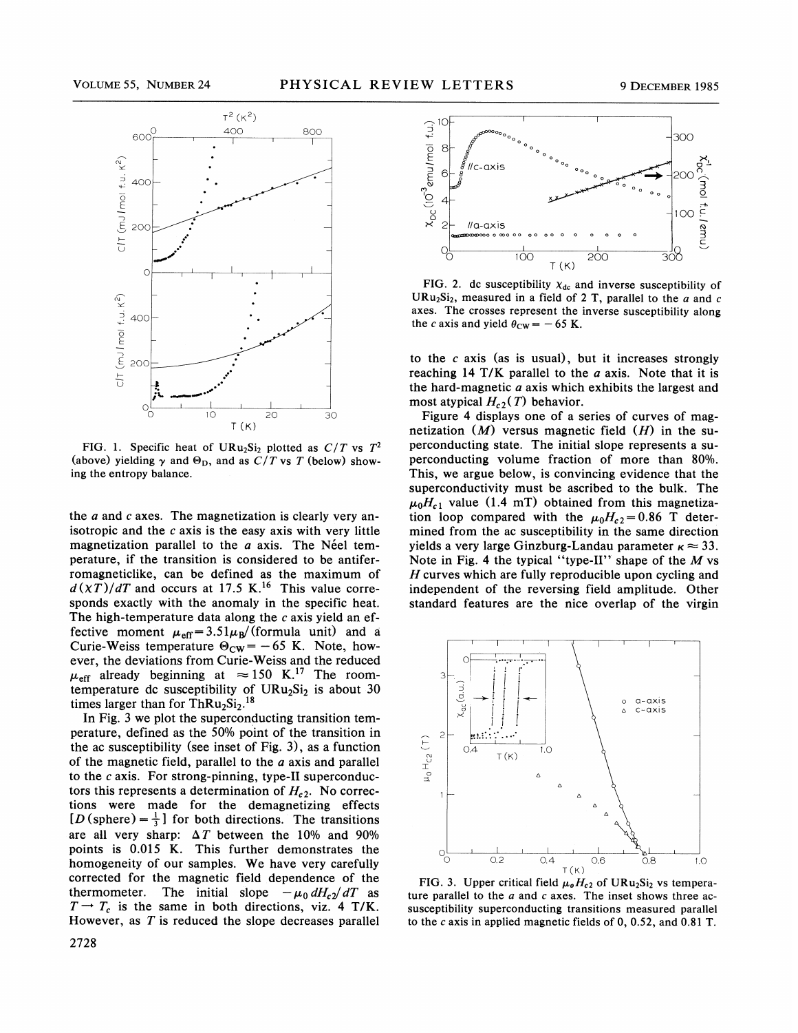FIG. 1. Specific heat of $URu_2Si_2$ plotted as $C/T$ vs $T^2$ (above) yielding $\gamma$ and $\Theta_D$, and as $C/T$ vs $T$ (below) showing the entropy balance.

the $a$ and $c$ axes. The magnetization is clearly very anisotropic and the $c$ axis is the easy axis with very little magnetization parallel to the $a$ axis. The Néel temperature, if the transition is considered to be antiferromagneticlike, can be defined as the maximum of $d(\chi T)/dT$ and occurs at 17.5 K.[16] This value corresponds exactly with the anomaly in the specific heat. The high-temperature data along the $c$ axis yield an effective moment $\mu_{eff} = 3.51\mu_B$/(formula unit) and a Curie-Weiss temperature $\Theta_{CW} = -65$ K. Note, however, the deviations from Curie-Weiss and the reduced $\mu_{eff}$ already beginning at $\approx 150$ K.[17] The room-temperature dc susceptibility of $URu_2Si_2$ is about 30 times larger than for $ThRu_2Si_2$.[18]

In Fig. 3 we plot the superconducting transition temperature, defined as the 50% point of the transition in the ac susceptibility (see inset of Fig. 3), as a function of the magnetic field, parallel to the $a$ axis and parallel to the $c$ axis. For strong-pinning, type-II superconductors this represents a determination of $H_{c2}$. No corrections were made for the demagnetizing effects $[D(\text{sphere}) = \frac{1}{3}]$ for both directions. The transitions are all very sharp: $\Delta T$ between the 10% and 90% points is 0.015 K. This further demonstrates the homogeneity of our samples. We have very carefully corrected for the magnetic field dependence of the thermometer. The initial slope $-\mu_0\, dH_{c2}/dT$ as $T \to T_c$ is the same in both directions, viz. 4 T/K. However, as $T$ is reduced the slope decreases parallel

FIG. 2. dc susceptibility $\chi_{dc}$ and inverse susceptibility of $URu_2Si_2$, measured in a field of 2 T, parallel to the $a$ and $c$ axes. The crosses represent the inverse susceptibility along the $c$ axis and yield $\theta_{CW} = -65$ K.

to the $c$ axis (as is usual), but it increases strongly reaching 14 T/K parallel to the $a$ axis. Note that it is the hard-magnetic $a$ axis which exhibits the largest and most atypical $H_{c2}(T)$ behavior.

Figure 4 displays one of a series of curves of magnetization ($M$) versus magnetic field ($H$) in the superconducting state. The initial slope represents a superconducting volume fraction of more than 80%. This, we argue below, is convincing evidence that the superconductivity must be ascribed to the bulk. The $\mu_0 H_{c1}$ value (1.4 mT) obtained from this magnetization loop compared with the $\mu_0 H_{c2} = 0.86$ T determined from the ac susceptibility in the same direction yields a very large Ginzburg-Landau parameter $\kappa \approx 33$. Note in Fig. 4 the typical "type-II" shape of the $M$ vs $H$ curves which are fully reproducible upon cycling and independent of the reversing field amplitude. Other standard features are the nice overlap of the virgin

FIG. 3. Upper critical field $\mu_0 H_{c2}$ of $URu_2Si_2$ vs temperature parallel to the $a$ and $c$ axes. The inset shows three ac-susceptibility superconducting transitions measured parallel to the $c$ axis in applied magnetic fields of 0, 0.52, and 0.81 T.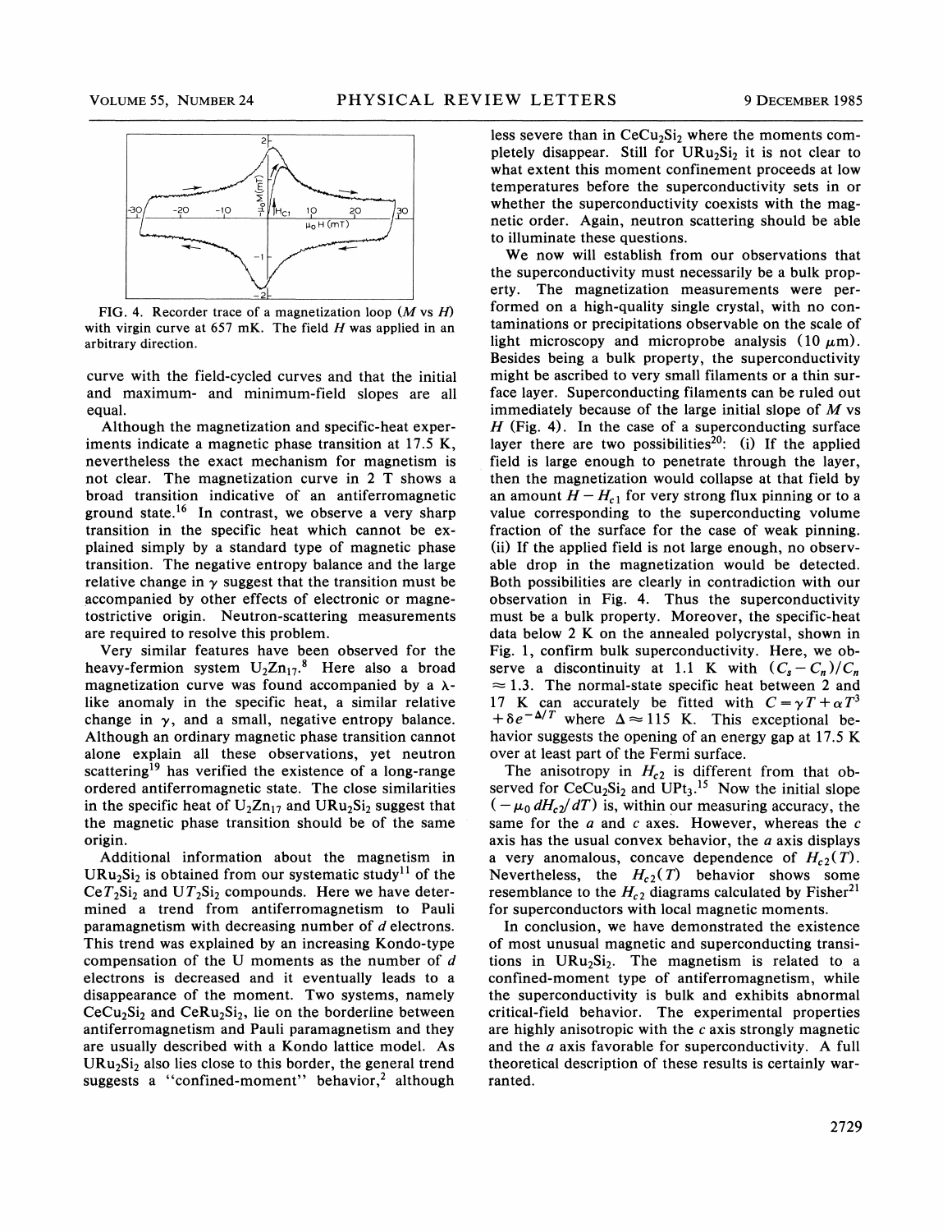FIG. 4. Recorder trace of a magnetization loop ($M$ vs $H$) with virgin curve at 657 mK. The field $H$ was applied in an arbitrary direction.

curve with the field-cycled curves and that the initial and maximum- and minimum-field slopes are all equal.

Although the magnetization and specific-heat experiments indicate a magnetic phase transition at 17.5 K, nevertheless the exact mechanism for magnetism is not clear. The magnetization curve in 2 T shows a broad transition indicative of an antiferromagnetic ground state.[16] In contrast, we observe a very sharp transition in the specific heat which cannot be explained simply by a standard type of magnetic phase transition. The negative entropy balance and the large relative change in $\gamma$ suggest that the transition must be accompanied by other effects of electronic or magnetostrictive origin. Neutron-scattering measurements are required to resolve this problem.

Very similar features have been observed for the heavy-fermion system $U_2Zn_{17}$.[8] Here also a broad magnetization curve was found accompanied by a $\lambda$-like anomaly in the specific heat, a similar relative change in $\gamma$, and a small, negative entropy balance. Although an ordinary magnetic phase transition cannot alone explain all these observations, yet neutron scattering[19] has verified the existence of a long-range ordered antiferromagnetic state. The close similarities in the specific heat of $U_2Zn_{17}$ and $URu_2Si_2$ suggest that the magnetic phase transition should be of the same origin.

Additional information about the magnetism in $URu_2Si_2$ is obtained from our systematic study[11] of the $CeT_2Si_2$ and $UT_2Si_2$ compounds. Here we have determined a trend from antiferromagnetism to Pauli paramagnetism with decreasing number of $d$ electrons. This trend was explained by an increasing Kondo-type compensation of the U moments as the number of $d$ electrons is decreased and it eventually leads to a disappearance of the moment. Two systems, namely $CeCu_2Si_2$ and $CeRu_2Si_2$, lie on the borderline between antiferromagnetism and Pauli paramagnetism and they are usually described with a Kondo lattice model. As $URu_2Si_2$ also lies close to this border, the general trend suggests a "confined-moment" behavior,[2] although less severe than in $CeCu_2Si_2$ where the moments completely disappear. Still for $URu_2Si_2$ it is not clear to what extent this moment confinement proceeds at low temperatures before the superconductivity sets in or whether the superconductivity coexists with the magnetic order. Again, neutron scattering should be able to illuminate these questions.

We now will establish from our observations that the superconductivity must necessarily be a bulk property. The magnetization measurements were performed on a high-quality single crystal, with no contaminations or precipitations observable on the scale of light microscopy and microprobe analysis (10 $\mu$m). Besides being a bulk property, the superconductivity might be ascribed to very small filaments or a thin surface layer. Superconducting filaments can be ruled out immediately because of the large initial slope of $M$ vs $H$ (Fig. 4). In the case of a superconducting surface layer there are two possibilities[20]: (i) If the applied field is large enough to penetrate through the layer, then the magnetization would collapse at that field by an amount $H - H_{c1}$ for very strong flux pinning or to a value corresponding to the superconducting volume fraction of the surface for the case of weak pinning. (ii) If the applied field is not large enough, no observable drop in the magnetization would be detected. Both possibilities are clearly in contradiction with our observation in Fig. 4. Thus the superconductivity must be a bulk property. Moreover, the specific-heat data below 2 K on the annealed polycrystal, shown in Fig. 1, confirm bulk superconductivity. Here, we observe a discontinuity at 1.1 K with $(C_s - C_n)/C_n \approx 1.3$. The normal-state specific heat between 2 and 17 K can accurately be fitted with $C = \gamma T + \alpha T^3 + \delta e^{-\Delta/T}$ where $\Delta \approx 115$ K. This exceptional behavior suggests the opening of an energy gap at 17.5 K over at least part of the Fermi surface.

The anisotropy in $H_{c2}$ is different from that observed for $CeCu_2Si_2$ and $UPt_3$.[15] Now the initial slope $(-\mu_0\, dH_{c2}/dT)$ is, within our measuring accuracy, the same for the $a$ and $c$ axes. However, whereas the $c$ axis has the usual convex behavior, the $a$ axis displays a very anomalous, concave dependence of $H_{c2}(T)$. Nevertheless, the $H_{c2}(T)$ behavior shows some resemblance to the $H_{c2}$ diagrams calculated by Fisher[21] for superconductors with local magnetic moments.

In conclusion, we have demonstrated the existence of most unusual magnetic and superconducting transitions in $URu_2Si_2$. The magnetism is related to a confined-moment type of antiferromagnetism, while the superconductivity is bulk and exhibits abnormal critical-field behavior. The experimental properties are highly anisotropic with the $c$ axis strongly magnetic and the $a$ axis favorable for superconductivity. A full theoretical description of these results is certainly warranted.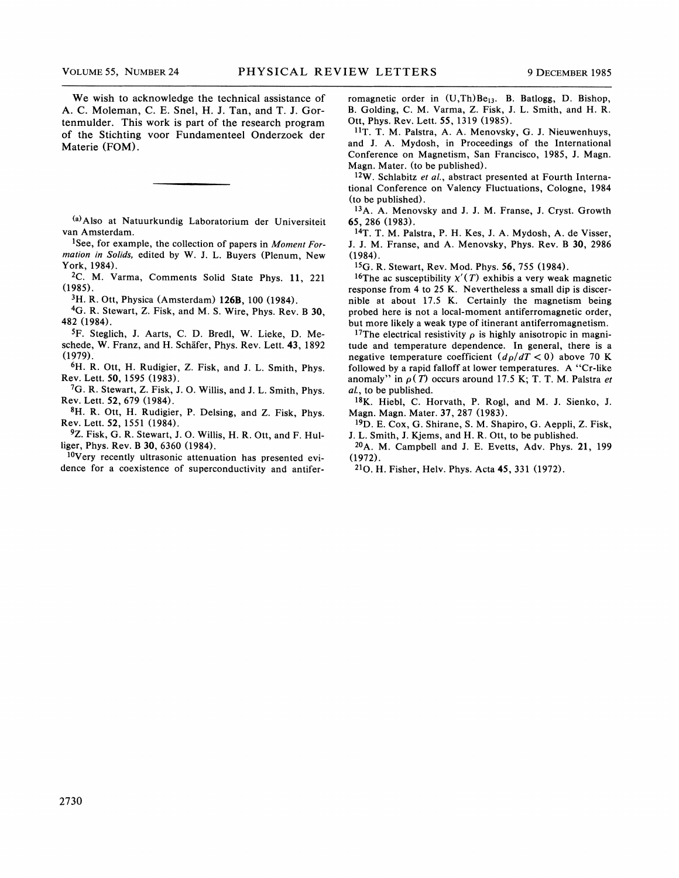We wish to acknowledge the technical assistance of A. C. Moleman, C. E. Snel, H. J. Tan, and T. J. Gortenmulder. This work is part of the research program of the Stichting voor Fundamenteel Onderzoek der Materie (FOM).

---

[(a)] Also at Natuurkundig Laboratorium der Universiteit van Amsterdam.

[1] See, for example, the collection of papers in *Moment Formation in Solids,* edited by W. J. L. Buyers (Plenum, New York, 1984).

[2] C. M. Varma, Comments Solid State Phys. **11**, 221 (1985).

[3] H. R. Ott, Physica (Amsterdam) **126B**, 100 (1984).

[4] G. R. Stewart, Z. Fisk, and M. S. Wire, Phys. Rev. B **30**, 482 (1984).

[5] F. Steglich, J. Aarts, C. D. Bredl, W. Lieke, D. Meschede, W. Franz, and H. Schäfer, Phys. Rev. Lett. **43**, 1892 (1979).

[6] H. R. Ott, H. Rudigier, Z. Fisk, and J. L. Smith, Phys. Rev. Lett. **50**, 1595 (1983).

[7] G. R. Stewart, Z. Fisk, J. O. Willis, and J. L. Smith, Phys. Rev. Lett. **52**, 679 (1984).

[8] H. R. Ott, H. Rudigier, P. Delsing, and Z. Fisk, Phys. Rev. Lett. **52**, 1551 (1984).

[9] Z. Fisk, G. R. Stewart, J. O. Willis, H. R. Ott, and F. Hulliger, Phys. Rev. B **30**, 6360 (1984).

[10] Very recently ultrasonic attenuation has presented evidence for a coexistence of superconductivity and antiferromagnetic order in $(U,Th)Be_{13}$. B. Batlogg, D. Bishop, B. Golding, C. M. Varma, Z. Fisk, J. L. Smith, and H. R. Ott, Phys. Rev. Lett. **55**, 1319 (1985).

[11] T. T. M. Palstra, A. A. Menovsky, G. J. Nieuwenhuys, and J. A. Mydosh, in Proceedings of the International Conference on Magnetism, San Francisco, 1985, J. Magn. Magn. Mater. (to be published).

[12] W. Schlabitz *et al.*, abstract presented at Fourth International Conference on Valency Fluctuations, Cologne, 1984 (to be published).

[13] A. A. Menovsky and J. J. M. Franse, J. Cryst. Growth **65**, 286 (1983).

[14] T. T. M. Palstra, P. H. Kes, J. A. Mydosh, A. de Visser, J. J. M. Franse, and A. Menovsky, Phys. Rev. B **30**, 2986 (1984).

[15] G. R. Stewart, Rev. Mod. Phys. **56**, 755 (1984).

[16] The ac susceptibility $\chi'(T)$ exhibis a very weak magnetic response from 4 to 25 K. Nevertheless a small dip is discernible at about 17.5 K. Certainly the magnetism being probed here is not a local-moment antiferromagnetic order, but more likely a weak type of itinerant antiferromagnetism.

[17] The electrical resistivity $\rho$ is highly anisotropic in magnitude and temperature dependence. In general, there is a negative temperature coefficient $(d\rho/dT < 0)$ above 70 K followed by a rapid falloff at lower temperatures. A "Cr-like anomaly" in $\rho(T)$ occurs around 17.5 K; T. T. M. Palstra *et al.*, to be published.

[18] K. Hiebl, C. Horvath, P. Rogl, and M. J. Sienko, J. Magn. Magn. Mater. **37**, 287 (1983).

[19] D. E. Cox, G. Shirane, S. M. Shapiro, G. Aeppli, Z. Fisk, J. L. Smith, J. Kjems, and H. R. Ott, to be published.

[20] A. M. Campbell and J. E. Evetts, Adv. Phys. **21**, 199 (1972).

[21] O. H. Fisher, Helv. Phys. Acta **45**, 331 (1972).